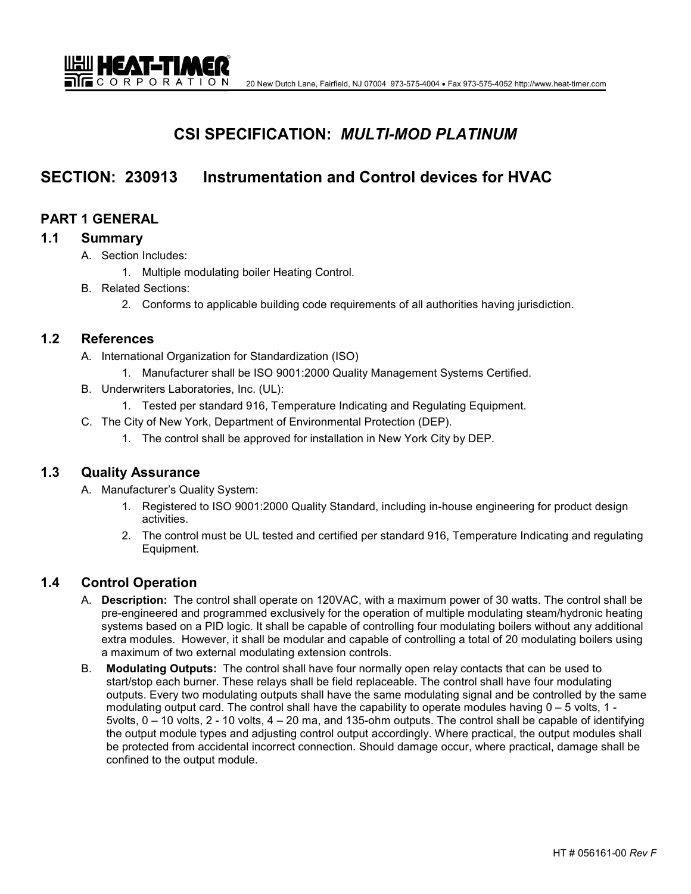HEAT-TIMER CORPORATION 20 New Dutch Lane, Fairfield, NJ 07004 973-575-4004 • Fax 973-575-4052 http://www.heat-timer.com

# CSI SPECIFICATION: *MULTI-MOD PLATINUM*

## SECTION: 230913 Instrumentation and Control devices for HVAC

### PART 1 GENERAL

### 1.1 Summary

A. Section Includes:
   1. Multiple modulating boiler Heating Control.

B. Related Sections:
   2. Conforms to applicable building code requirements of all authorities having jurisdiction.

### 1.2 References

A. International Organization for Standardization (ISO)
   1. Manufacturer shall be ISO 9001:2000 Quality Management Systems Certified.

B. Underwriters Laboratories, Inc. (UL):
   1. Tested per standard 916, Temperature Indicating and Regulating Equipment.

C. The City of New York, Department of Environmental Protection (DEP).
   1. The control shall be approved for installation in New York City by DEP.

### 1.3 Quality Assurance

A. Manufacturer's Quality System:
   1. Registered to ISO 9001:2000 Quality Standard, including in-house engineering for product design activities.
   2. The control must be UL tested and certified per standard 916, Temperature Indicating and regulating Equipment.

### 1.4 Control Operation

A. **Description:** The control shall operate on 120VAC, with a maximum power of 30 watts. The control shall be pre-engineered and programmed exclusively for the operation of multiple modulating steam/hydronic heating systems based on a PID logic. It shall be capable of controlling four modulating boilers without any additional extra modules. However, it shall be modular and capable of controlling a total of 20 modulating boilers using a maximum of two external modulating extension controls.

B. **Modulating Outputs:** The control shall have four normally open relay contacts that can be used to start/stop each burner. These relays shall be field replaceable. The control shall have four modulating outputs. Every two modulating outputs shall have the same modulating signal and be controlled by the same modulating output card. The control shall have the capability to operate modules having 0 – 5 volts, 1 - 5volts, 0 – 10 volts, 2 - 10 volts, 4 – 20 ma, and 135-ohm outputs. The control shall be capable of identifying the output module types and adjusting control output accordingly. Where practical, the output modules shall be protected from accidental incorrect connection. Should damage occur, where practical, damage shall be confined to the output module.

HT # 056161-00 *Rev F*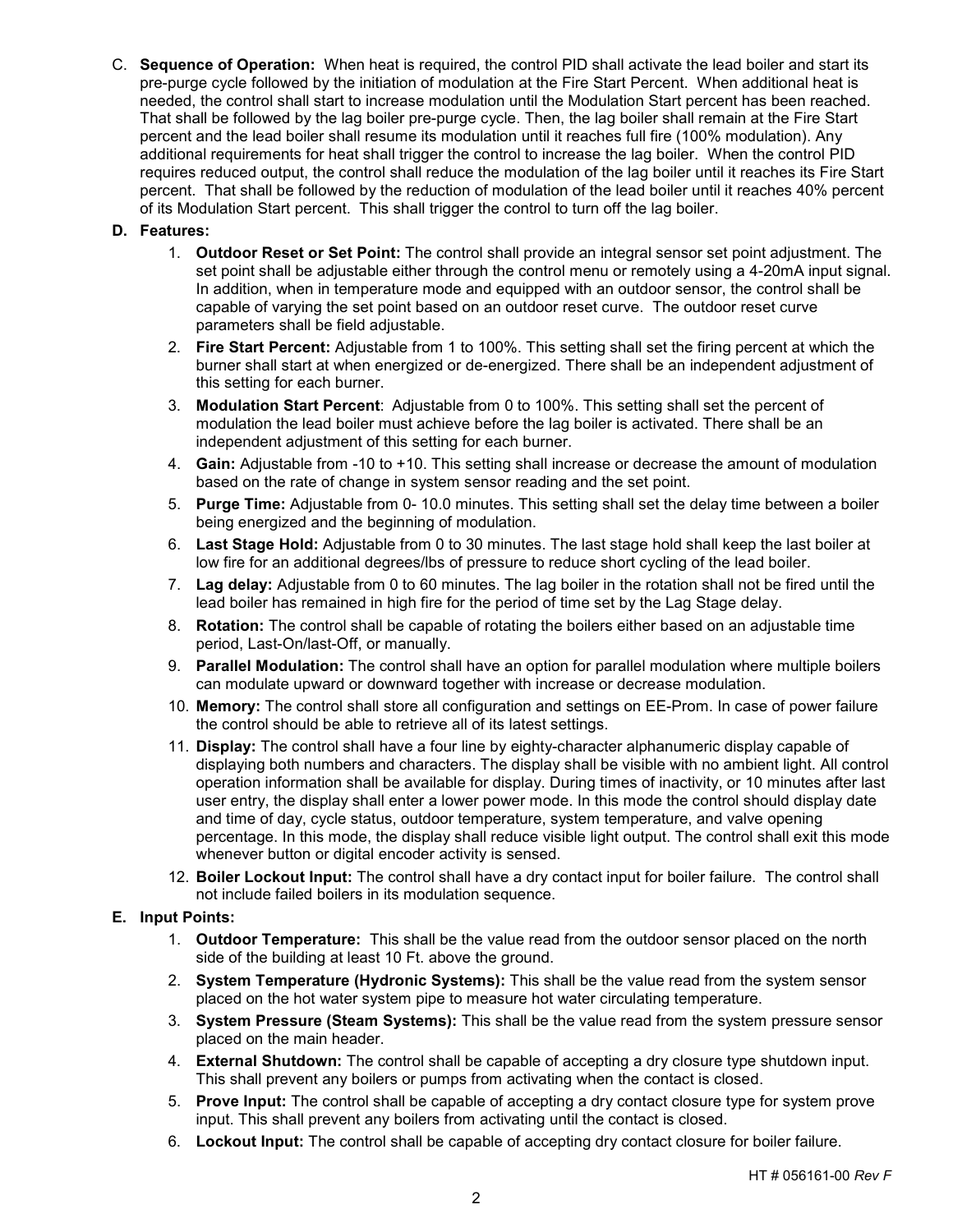C. **Sequence of Operation:** When heat is required, the control PID shall activate the lead boiler and start its pre-purge cycle followed by the initiation of modulation at the Fire Start Percent. When additional heat is needed, the control shall start to increase modulation until the Modulation Start percent has been reached. That shall be followed by the lag boiler pre-purge cycle. Then, the lag boiler shall remain at the Fire Start percent and the lead boiler shall resume its modulation until it reaches full fire (100% modulation). Any additional requirements for heat shall trigger the control to increase the lag boiler. When the control PID requires reduced output, the control shall reduce the modulation of the lag boiler until it reaches its Fire Start percent. That shall be followed by the reduction of modulation of the lead boiler until it reaches 40% percent of its Modulation Start percent. This shall trigger the control to turn off the lag boiler.

**D. Features:**

1. **Outdoor Reset or Set Point:** The control shall provide an integral sensor set point adjustment. The set point shall be adjustable either through the control menu or remotely using a 4-20mA input signal. In addition, when in temperature mode and equipped with an outdoor sensor, the control shall be capable of varying the set point based on an outdoor reset curve. The outdoor reset curve parameters shall be field adjustable.
2. **Fire Start Percent:** Adjustable from 1 to 100%. This setting shall set the firing percent at which the burner shall start at when energized or de-energized. There shall be an independent adjustment of this setting for each burner.
3. **Modulation Start Percent**: Adjustable from 0 to 100%. This setting shall set the percent of modulation the lead boiler must achieve before the lag boiler is activated. There shall be an independent adjustment of this setting for each burner.
4. **Gain:** Adjustable from -10 to +10. This setting shall increase or decrease the amount of modulation based on the rate of change in system sensor reading and the set point.
5. **Purge Time:** Adjustable from 0- 10.0 minutes. This setting shall set the delay time between a boiler being energized and the beginning of modulation.
6. **Last Stage Hold:** Adjustable from 0 to 30 minutes. The last stage hold shall keep the last boiler at low fire for an additional degrees/lbs of pressure to reduce short cycling of the lead boiler.
7. **Lag delay:** Adjustable from 0 to 60 minutes. The lag boiler in the rotation shall not be fired until the lead boiler has remained in high fire for the period of time set by the Lag Stage delay.
8. **Rotation:** The control shall be capable of rotating the boilers either based on an adjustable time period, Last-On/last-Off, or manually.
9. **Parallel Modulation:** The control shall have an option for parallel modulation where multiple boilers can modulate upward or downward together with increase or decrease modulation.
10. **Memory:** The control shall store all configuration and settings on EE-Prom. In case of power failure the control should be able to retrieve all of its latest settings.
11. **Display:** The control shall have a four line by eighty-character alphanumeric display capable of displaying both numbers and characters. The display shall be visible with no ambient light. All control operation information shall be available for display. During times of inactivity, or 10 minutes after last user entry, the display shall enter a lower power mode. In this mode the control should display date and time of day, cycle status, outdoor temperature, system temperature, and valve opening percentage. In this mode, the display shall reduce visible light output. The control shall exit this mode whenever button or digital encoder activity is sensed.
12. **Boiler Lockout Input:** The control shall have a dry contact input for boiler failure. The control shall not include failed boilers in its modulation sequence.

**E. Input Points:**

1. **Outdoor Temperature:** This shall be the value read from the outdoor sensor placed on the north side of the building at least 10 Ft. above the ground.
2. **System Temperature (Hydronic Systems):** This shall be the value read from the system sensor placed on the hot water system pipe to measure hot water circulating temperature.
3. **System Pressure (Steam Systems):** This shall be the value read from the system pressure sensor placed on the main header.
4. **External Shutdown:** The control shall be capable of accepting a dry closure type shutdown input. This shall prevent any boilers or pumps from activating when the contact is closed.
5. **Prove Input:** The control shall be capable of accepting a dry contact closure type for system prove input. This shall prevent any boilers from activating until the contact is closed.
6. **Lockout Input:** The control shall be capable of accepting dry contact closure for boiler failure.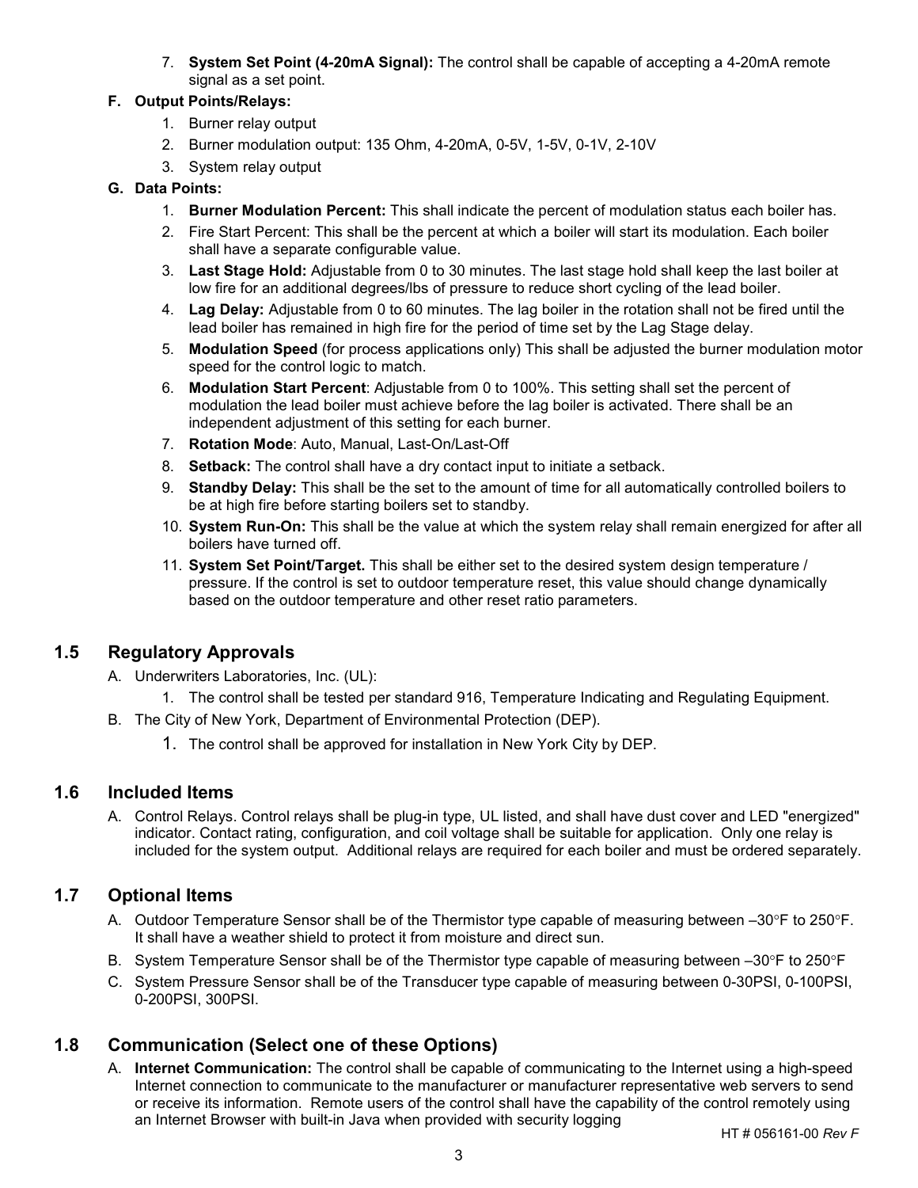7. **System Set Point (4-20mA Signal):** The control shall be capable of accepting a 4-20mA remote signal as a set point.

**F. Output Points/Relays:**

1. Burner relay output
2. Burner modulation output: 135 Ohm, 4-20mA, 0-5V, 1-5V, 0-1V, 2-10V
3. System relay output

**G. Data Points:**

1. **Burner Modulation Percent:** This shall indicate the percent of modulation status each boiler has.
2. Fire Start Percent: This shall be the percent at which a boiler will start its modulation. Each boiler shall have a separate configurable value.
3. **Last Stage Hold:** Adjustable from 0 to 30 minutes. The last stage hold shall keep the last boiler at low fire for an additional degrees/lbs of pressure to reduce short cycling of the lead boiler.
4. **Lag Delay:** Adjustable from 0 to 60 minutes. The lag boiler in the rotation shall not be fired until the lead boiler has remained in high fire for the period of time set by the Lag Stage delay.
5. **Modulation Speed** (for process applications only) This shall be adjusted the burner modulation motor speed for the control logic to match.
6. **Modulation Start Percent**: Adjustable from 0 to 100%. This setting shall set the percent of modulation the lead boiler must achieve before the lag boiler is activated. There shall be an independent adjustment of this setting for each burner.
7. **Rotation Mode**: Auto, Manual, Last-On/Last-Off
8. **Setback:** The control shall have a dry contact input to initiate a setback.
9. **Standby Delay:** This shall be the set to the amount of time for all automatically controlled boilers to be at high fire before starting boilers set to standby.
10. **System Run-On:** This shall be the value at which the system relay shall remain energized for after all boilers have turned off.
11. **System Set Point/Target.** This shall be either set to the desired system design temperature / pressure. If the control is set to outdoor temperature reset, this value should change dynamically based on the outdoor temperature and other reset ratio parameters.

## 1.5 Regulatory Approvals

A. Underwriters Laboratories, Inc. (UL):

1. The control shall be tested per standard 916, Temperature Indicating and Regulating Equipment.

B. The City of New York, Department of Environmental Protection (DEP).

1. The control shall be approved for installation in New York City by DEP.

## 1.6 Included Items

A. Control Relays. Control relays shall be plug-in type, UL listed, and shall have dust cover and LED "energized" indicator. Contact rating, configuration, and coil voltage shall be suitable for application. Only one relay is included for the system output. Additional relays are required for each boiler and must be ordered separately.

## 1.7 Optional Items

A. Outdoor Temperature Sensor shall be of the Thermistor type capable of measuring between –30°F to 250°F. It shall have a weather shield to protect it from moisture and direct sun.

B. System Temperature Sensor shall be of the Thermistor type capable of measuring between –30°F to 250°F

C. System Pressure Sensor shall be of the Transducer type capable of measuring between 0-30PSI, 0-100PSI, 0-200PSI, 300PSI.

## 1.8 Communication (Select one of these Options)

A. **Internet Communication:** The control shall be capable of communicating to the Internet using a high-speed Internet connection to communicate to the manufacturer or manufacturer representative web servers to send or receive its information. Remote users of the control shall have the capability of the control remotely using an Internet Browser with built-in Java when provided with security logging

HT # 056161-00 *Rev F*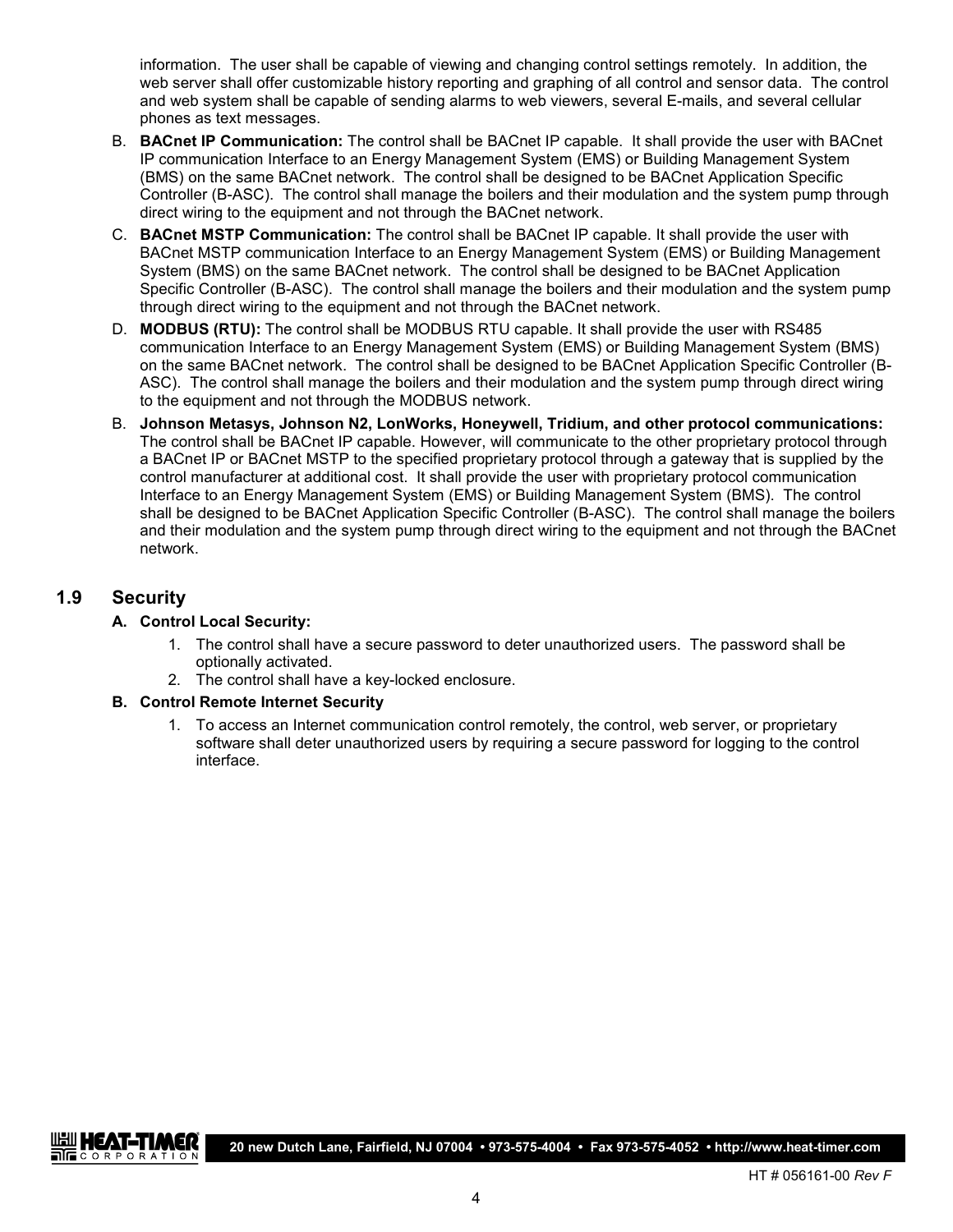information. The user shall be capable of viewing and changing control settings remotely. In addition, the web server shall offer customizable history reporting and graphing of all control and sensor data. The control and web system shall be capable of sending alarms to web viewers, several E-mails, and several cellular phones as text messages.

B. **BACnet IP Communication:** The control shall be BACnet IP capable. It shall provide the user with BACnet IP communication Interface to an Energy Management System (EMS) or Building Management System (BMS) on the same BACnet network. The control shall be designed to be BACnet Application Specific Controller (B-ASC). The control shall manage the boilers and their modulation and the system pump through direct wiring to the equipment and not through the BACnet network.

C. **BACnet MSTP Communication:** The control shall be BACnet IP capable. It shall provide the user with BACnet MSTP communication Interface to an Energy Management System (EMS) or Building Management System (BMS) on the same BACnet network. The control shall be designed to be BACnet Application Specific Controller (B-ASC). The control shall manage the boilers and their modulation and the system pump through direct wiring to the equipment and not through the BACnet network.

D. **MODBUS (RTU):** The control shall be MODBUS RTU capable. It shall provide the user with RS485 communication Interface to an Energy Management System (EMS) or Building Management System (BMS) on the same BACnet network. The control shall be designed to be BACnet Application Specific Controller (B-ASC). The control shall manage the boilers and their modulation and the system pump through direct wiring to the equipment and not through the MODBUS network.

B. **Johnson Metasys, Johnson N2, LonWorks, Honeywell, Tridium, and other protocol communications:** The control shall be BACnet IP capable. However, will communicate to the other proprietary protocol through a BACnet IP or BACnet MSTP to the specified proprietary protocol through a gateway that is supplied by the control manufacturer at additional cost. It shall provide the user with proprietary protocol communication Interface to an Energy Management System (EMS) or Building Management System (BMS). The control shall be designed to be BACnet Application Specific Controller (B-ASC). The control shall manage the boilers and their modulation and the system pump through direct wiring to the equipment and not through the BACnet network.

## 1.9 Security

**A. Control Local Security:**

1. The control shall have a secure password to deter unauthorized users. The password shall be optionally activated.
2. The control shall have a key-locked enclosure.

**B. Control Remote Internet Security**

1. To access an Internet communication control remotely, the control, web server, or proprietary software shall deter unauthorized users by requiring a secure password for logging to the control interface.